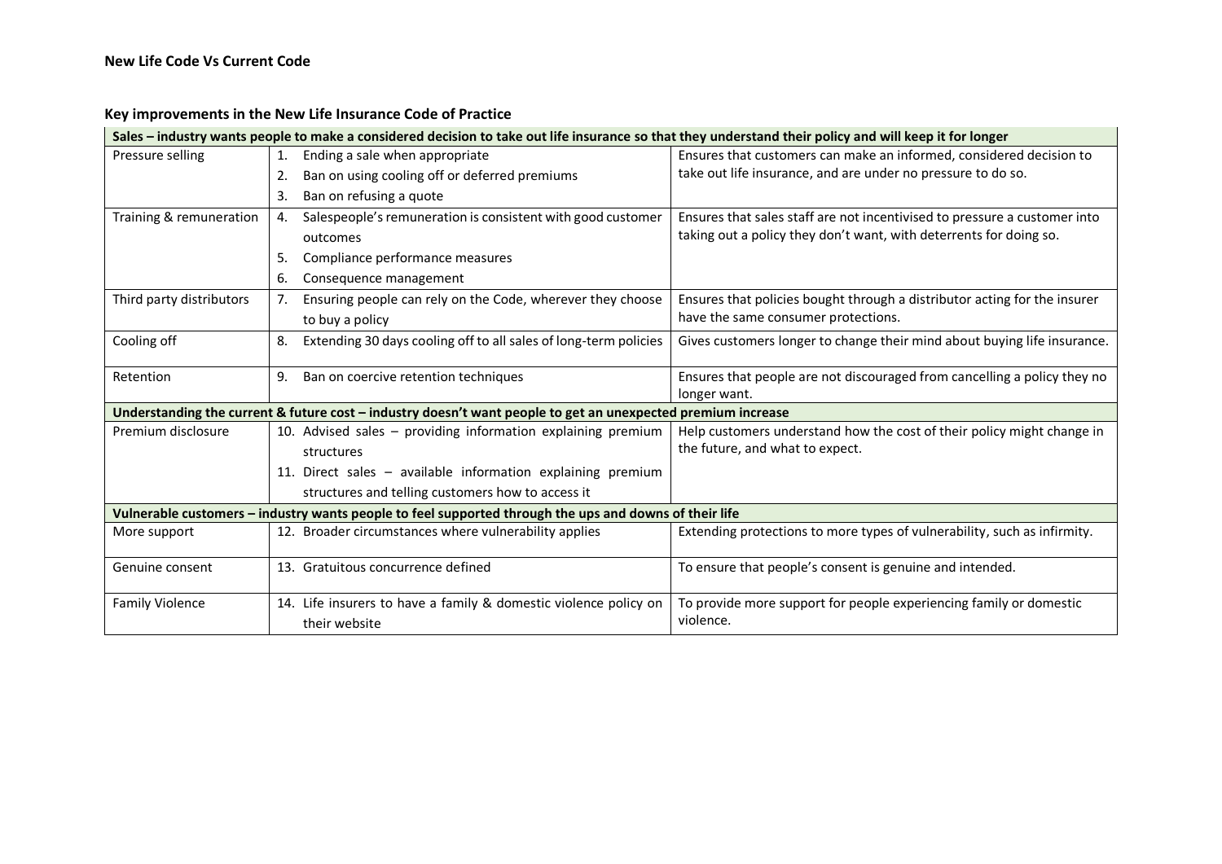**New Life Code Vs Current Code**

## Key improvements in the New Life Insurance Code of Practice

| **Sales – industry wants people to make a considered decision to take out life insurance so that they understand their policy and will keep it for longer** | | |
|---|---|---|
| Pressure selling | 1. Ending a sale when appropriate<br>2. Ban on using cooling off or deferred premiums<br>3. Ban on refusing a quote | Ensures that customers can make an informed, considered decision to take out life insurance, and are under no pressure to do so. |
| Training & remuneration | 4. Salespeople's remuneration is consistent with good customer outcomes<br>5. Compliance performance measures<br>6. Consequence management | Ensures that sales staff are not incentivised to pressure a customer into taking out a policy they don't want, with deterrents for doing so. |
| Third party distributors | 7. Ensuring people can rely on the Code, wherever they choose to buy a policy | Ensures that policies bought through a distributor acting for the insurer have the same consumer protections. |
| Cooling off | 8. Extending 30 days cooling off to all sales of long-term policies | Gives customers longer to change their mind about buying life insurance. |
| Retention | 9. Ban on coercive retention techniques | Ensures that people are not discouraged from cancelling a policy they no longer want. |
| **Understanding the current & future cost – industry doesn't want people to get an unexpected premium increase** | | |
| Premium disclosure | 10. Advised sales – providing information explaining premium structures<br>11. Direct sales – available information explaining premium structures and telling customers how to access it | Help customers understand how the cost of their policy might change in the future, and what to expect. |
| **Vulnerable customers – industry wants people to feel supported through the ups and downs of their life** | | |
| More support | 12. Broader circumstances where vulnerability applies | Extending protections to more types of vulnerability, such as infirmity. |
| Genuine consent | 13. Gratuitous concurrence defined | To ensure that people's consent is genuine and intended. |
| Family Violence | 14. Life insurers to have a family & domestic violence policy on their website | To provide more support for people experiencing family or domestic violence. |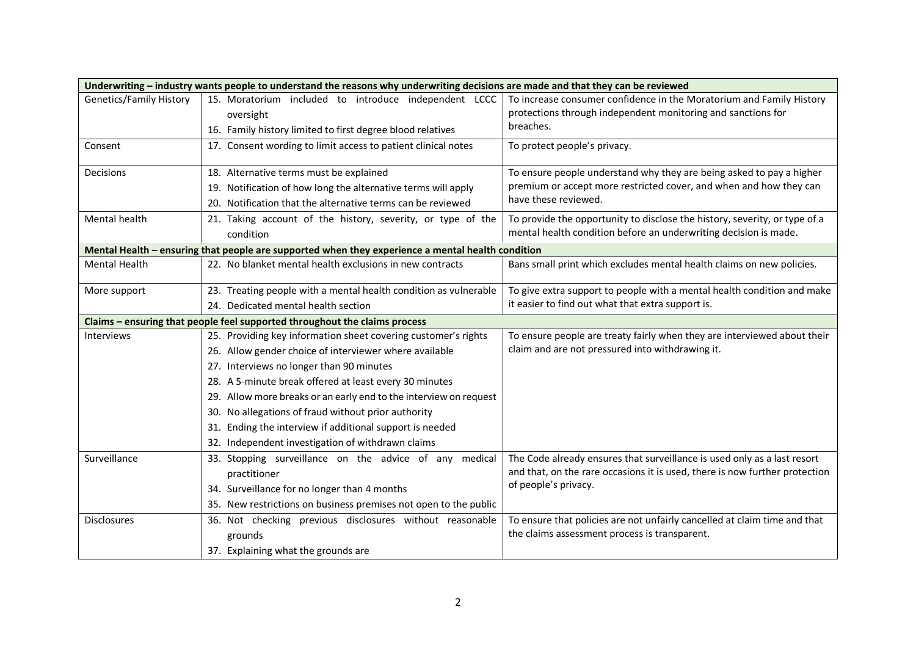| Underwriting – industry wants people to understand the reasons why underwriting decisions are made and that they can be reviewed | | |
|---|---|---|
| Genetics/Family History | 15. Moratorium included to introduce independent LCCC oversight<br>16. Family history limited to first degree blood relatives | To increase consumer confidence in the Moratorium and Family History protections through independent monitoring and sanctions for breaches. |
| Consent | 17. Consent wording to limit access to patient clinical notes | To protect people's privacy. |
| Decisions | 18. Alternative terms must be explained<br>19. Notification of how long the alternative terms will apply<br>20. Notification that the alternative terms can be reviewed | To ensure people understand why they are being asked to pay a higher premium or accept more restricted cover, and when and how they can have these reviewed. |
| Mental health | 21. Taking account of the history, severity, or type of the condition | To provide the opportunity to disclose the history, severity, or type of a mental health condition before an underwriting decision is made. |
| **Mental Health – ensuring that people are supported when they experience a mental health condition** | | |
| Mental Health | 22. No blanket mental health exclusions in new contracts | Bans small print which excludes mental health claims on new policies. |
| More support | 23. Treating people with a mental health condition as vulnerable<br>24. Dedicated mental health section | To give extra support to people with a mental health condition and make it easier to find out what that extra support is. |
| **Claims – ensuring that people feel supported throughout the claims process** | | |
| Interviews | 25. Providing key information sheet covering customer's rights<br>26. Allow gender choice of interviewer where available<br>27. Interviews no longer than 90 minutes<br>28. A 5-minute break offered at least every 30 minutes<br>29. Allow more breaks or an early end to the interview on request<br>30. No allegations of fraud without prior authority<br>31. Ending the interview if additional support is needed<br>32. Independent investigation of withdrawn claims | To ensure people are treaty fairly when they are interviewed about their claim and are not pressured into withdrawing it. |
| Surveillance | 33. Stopping surveillance on the advice of any medical practitioner<br>34. Surveillance for no longer than 4 months<br>35. New restrictions on business premises not open to the public | The Code already ensures that surveillance is used only as a last resort and that, on the rare occasions it is used, there is now further protection of people's privacy. |
| Disclosures | 36. Not checking previous disclosures without reasonable grounds<br>37. Explaining what the grounds are | To ensure that policies are not unfairly cancelled at claim time and that the claims assessment process is transparent. |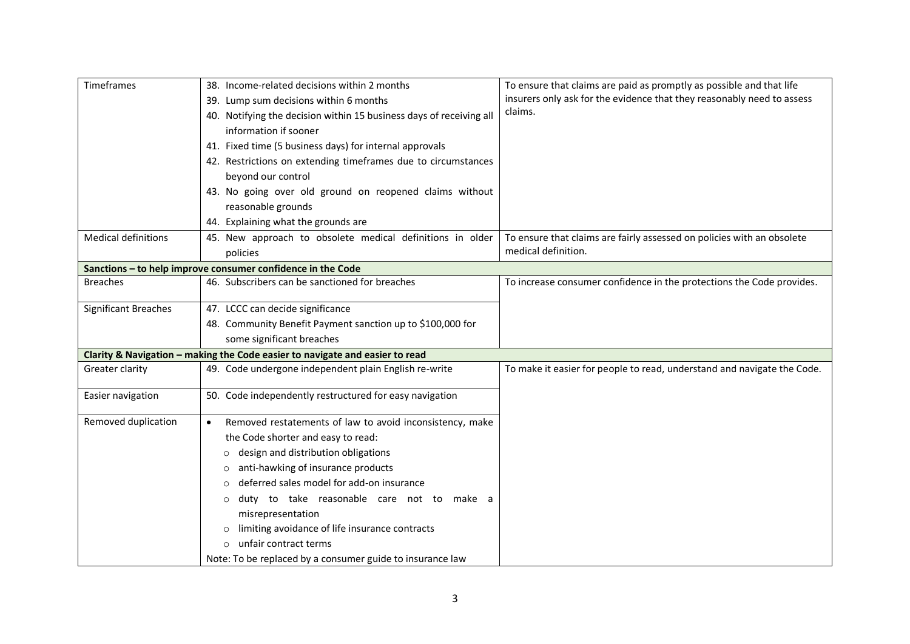| | | |
|---|---|---|
| Timeframes | 38. Income-related decisions within 2 months<br>39. Lump sum decisions within 6 months<br>40. Notifying the decision within 15 business days of receiving all information if sooner<br>41. Fixed time (5 business days) for internal approvals<br>42. Restrictions on extending timeframes due to circumstances beyond our control<br>43. No going over old ground on reopened claims without reasonable grounds<br>44. Explaining what the grounds are | To ensure that claims are paid as promptly as possible and that life insurers only ask for the evidence that they reasonably need to assess claims. |
| Medical definitions | 45. New approach to obsolete medical definitions in older policies | To ensure that claims are fairly assessed on policies with an obsolete medical definition. |
| **Sanctions – to help improve consumer confidence in the Code** | | |
| Breaches | 46. Subscribers can be sanctioned for breaches | To increase consumer confidence in the protections the Code provides. |
| Significant Breaches | 47. LCCC can decide significance<br>48. Community Benefit Payment sanction up to $100,000 for some significant breaches | |
| **Clarity & Navigation – making the Code easier to navigate and easier to read** | | |
| Greater clarity | 49. Code undergone independent plain English re-write | To make it easier for people to read, understand and navigate the Code. |
| Easier navigation | 50. Code independently restructured for easy navigation | |
| Removed duplication | • Removed restatements of law to avoid inconsistency, make the Code shorter and easy to read:<br>&nbsp;&nbsp;○ design and distribution obligations<br>&nbsp;&nbsp;○ anti-hawking of insurance products<br>&nbsp;&nbsp;○ deferred sales model for add-on insurance<br>&nbsp;&nbsp;○ duty to take reasonable care not to make a misrepresentation<br>&nbsp;&nbsp;○ limiting avoidance of life insurance contracts<br>&nbsp;&nbsp;○ unfair contract terms<br>Note: To be replaced by a consumer guide to insurance law | |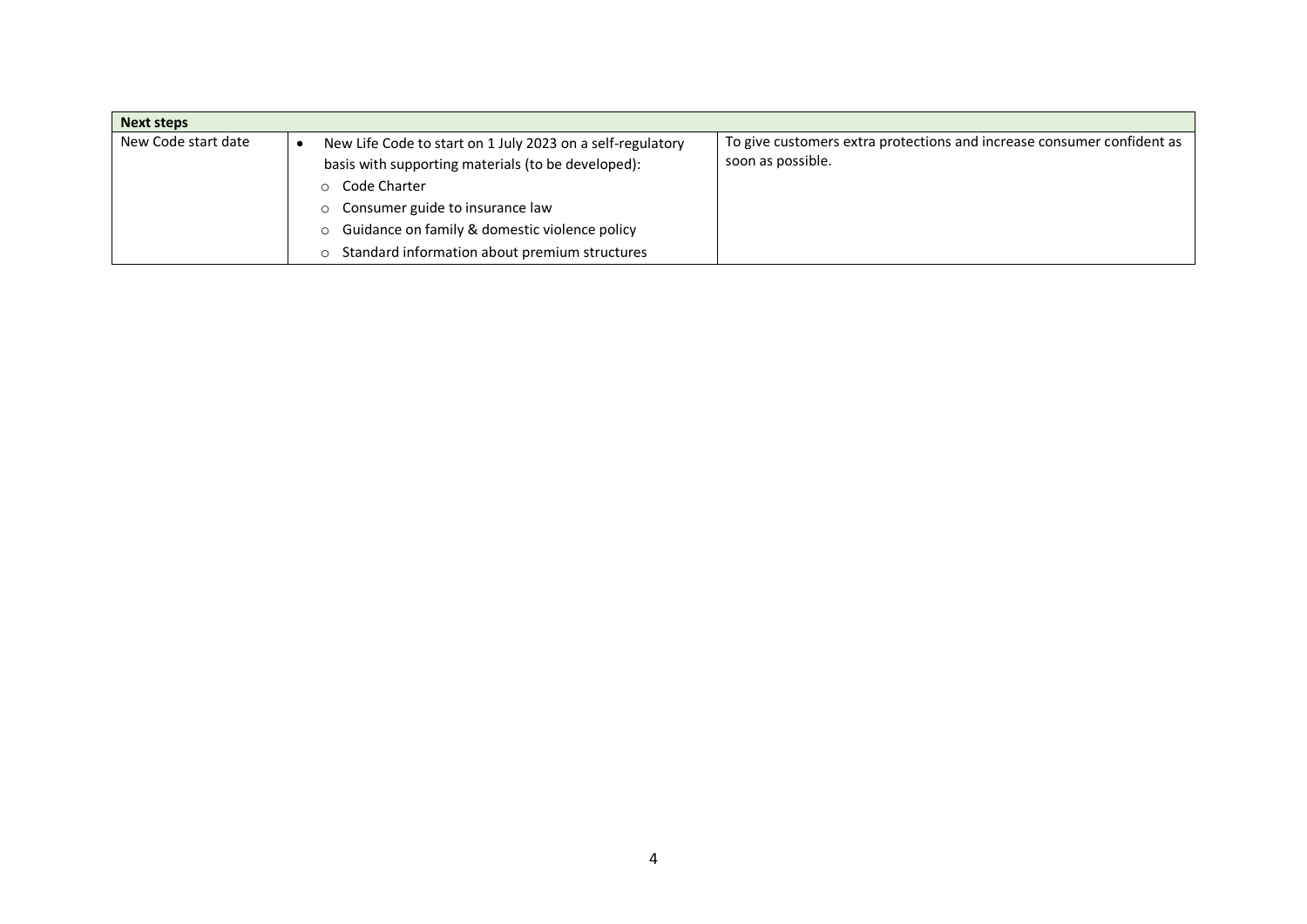| Next steps | | |
|---|---|---|
| New Code start date | • New Life Code to start on 1 July 2023 on a self-regulatory basis with supporting materials (to be developed):<br>○ Code Charter<br>○ Consumer guide to insurance law<br>○ Guidance on family & domestic violence policy<br>○ Standard information about premium structures | To give customers extra protections and increase consumer confident as soon as possible. |